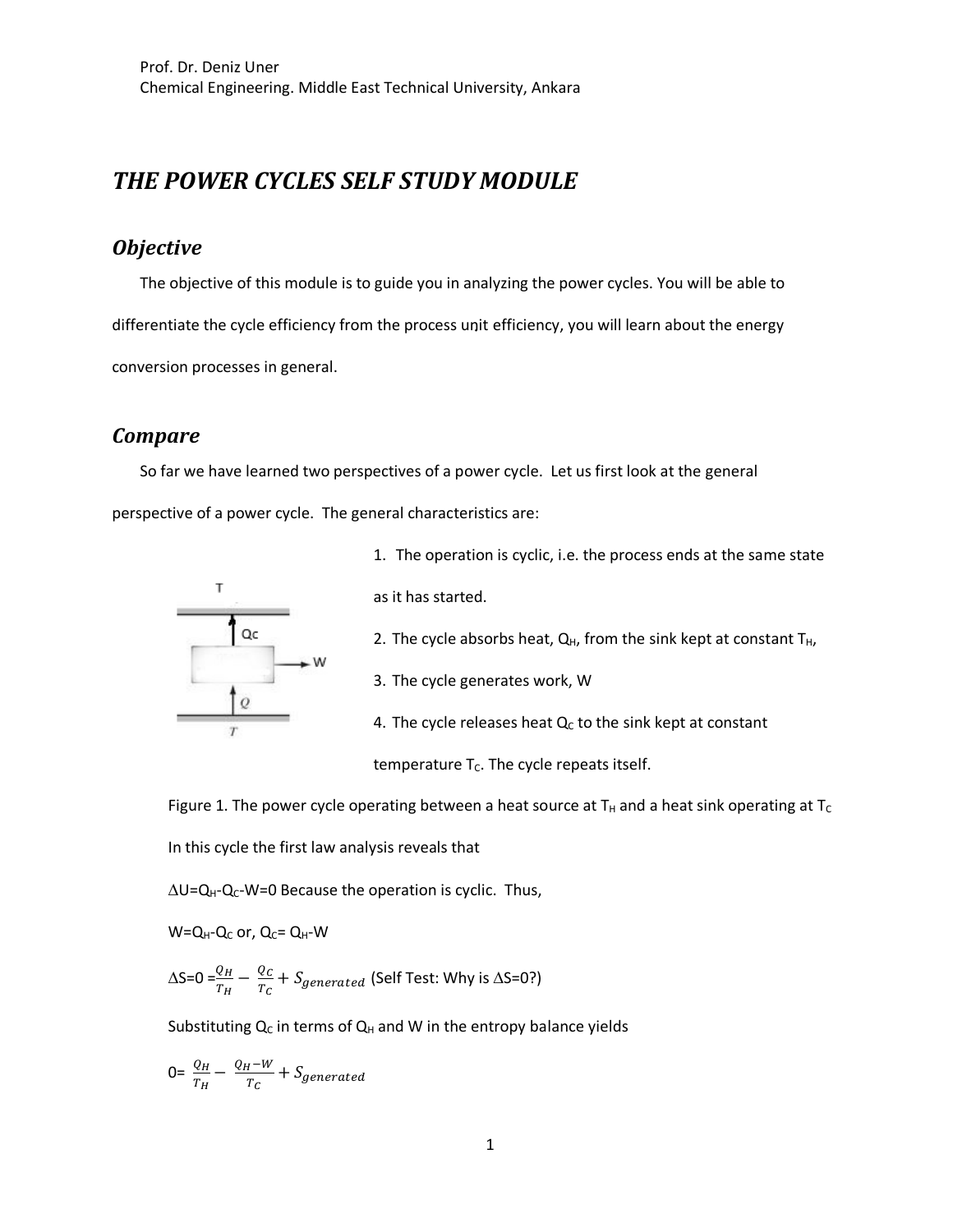Prof. Dr. Deniz Uner
Chemical Engineering. Middle East Technical University, Ankara

# *THE POWER CYCLES SELF STUDY MODULE*

## *Objective*

The objective of this module is to guide you in analyzing the power cycles. You will be able to differentiate the cycle efficiency from the process unit efficiency, you will learn about the energy conversion processes in general.

## *Compare*

So far we have learned two perspectives of a power cycle. Let us first look at the general perspective of a power cycle. The general characteristics are:

1. The operation is cyclic, i.e. the process ends at the same state as it has started.
2. The cycle absorbs heat, $Q_H$, from the sink kept at constant $T_H$,
3. The cycle generates work, W
4. The cycle releases heat $Q_C$ to the sink kept at constant temperature $T_C$. The cycle repeats itself.

Figure 1. The power cycle operating between a heat source at $T_H$ and a heat sink operating at $T_C$

In this cycle the first law analysis reveals that

$\Delta U = Q_H - Q_C - W = 0$ Because the operation is cyclic. Thus,

$W = Q_H - Q_C$ or, $Q_C = Q_H - W$

$\Delta S = 0 = \frac{Q_H}{T_H} - \frac{Q_C}{T_C} + S_{generated}$ (Self Test: Why is $\Delta S=0$?)

Substituting $Q_C$ in terms of $Q_H$ and W in the entropy balance yields

$$0 = \frac{Q_H}{T_H} - \frac{Q_H - W}{T_C} + S_{generated}$$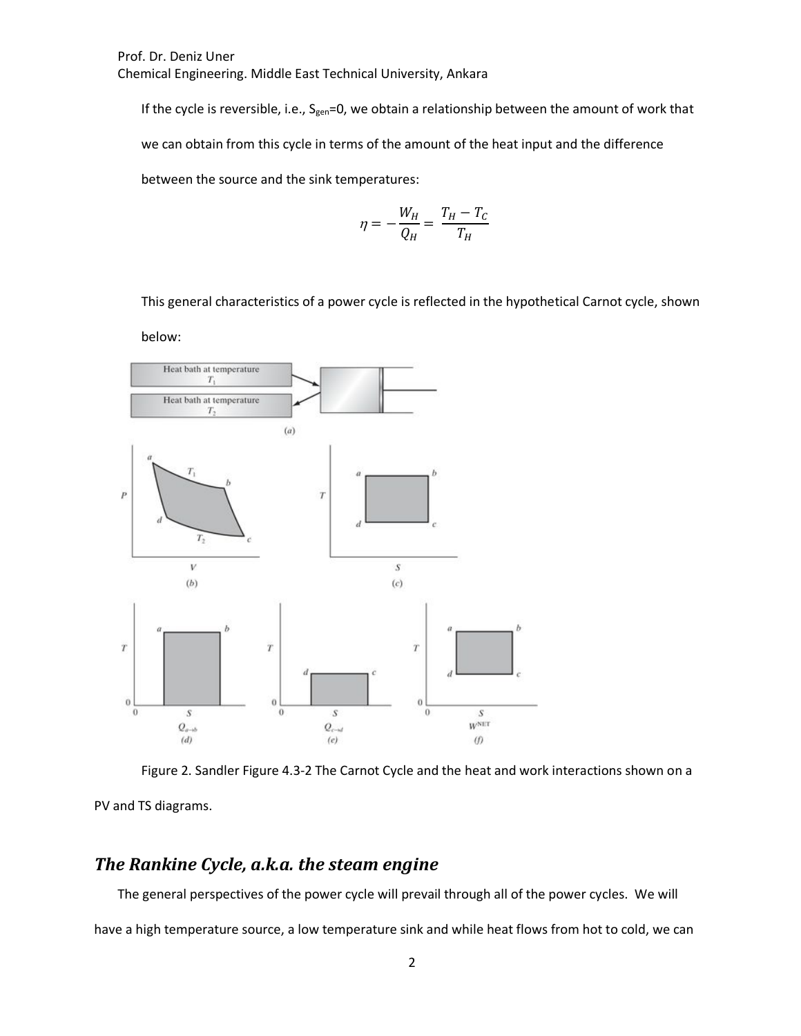If the cycle is reversible, i.e., $S_{gen}=0$, we obtain a relationship between the amount of work that we can obtain from this cycle in terms of the amount of the heat input and the difference between the source and the sink temperatures:

$$\eta = -\frac{W_H}{Q_H} = \frac{T_H - T_C}{T_H}$$

This general characteristics of a power cycle is reflected in the hypothetical Carnot cycle, shown below:

Figure 2. Sandler Figure 4.3-2 The Carnot Cycle and the heat and work interactions shown on a PV and TS diagrams.

## *The Rankine Cycle, a.k.a. the steam engine*

The general perspectives of the power cycle will prevail through all of the power cycles. We will have a high temperature source, a low temperature sink and while heat flows from hot to cold, we can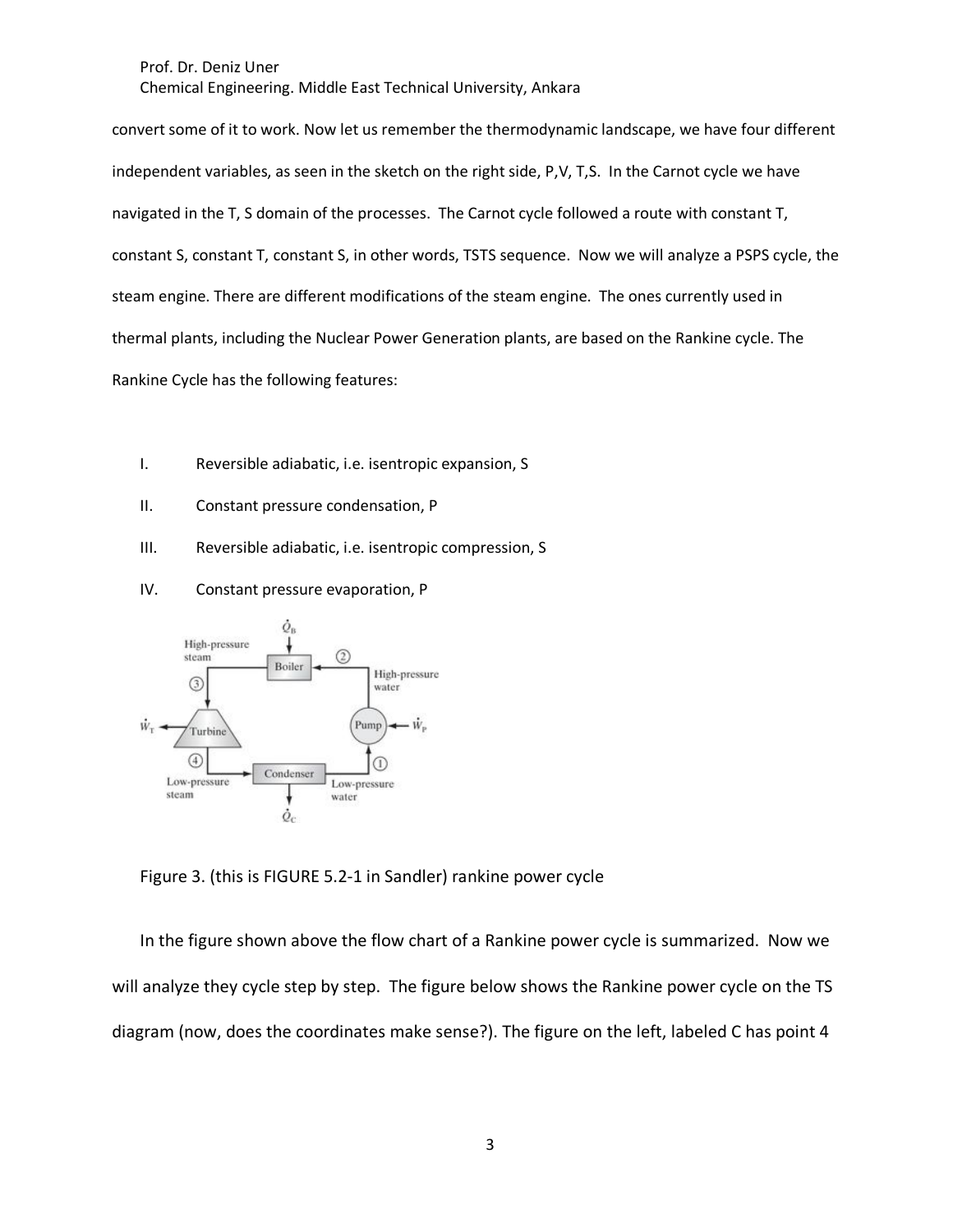convert some of it to work. Now let us remember the thermodynamic landscape, we have four different independent variables, as seen in the sketch on the right side, P,V, T,S. In the Carnot cycle we have navigated in the T, S domain of the processes. The Carnot cycle followed a route with constant T, constant S, constant T, constant S, in other words, TSTS sequence. Now we will analyze a PSPS cycle, the steam engine. There are different modifications of the steam engine. The ones currently used in thermal plants, including the Nuclear Power Generation plants, are based on the Rankine cycle. The Rankine Cycle has the following features:

- I. Reversible adiabatic, i.e. isentropic expansion, S
- II. Constant pressure condensation, P
- III. Reversible adiabatic, i.e. isentropic compression, S
- IV. Constant pressure evaporation, P

Figure 3. (this is FIGURE 5.2-1 in Sandler) rankine power cycle

In the figure shown above the flow chart of a Rankine power cycle is summarized. Now we will analyze they cycle step by step. The figure below shows the Rankine power cycle on the TS diagram (now, does the coordinates make sense?). The figure on the left, labeled C has point 4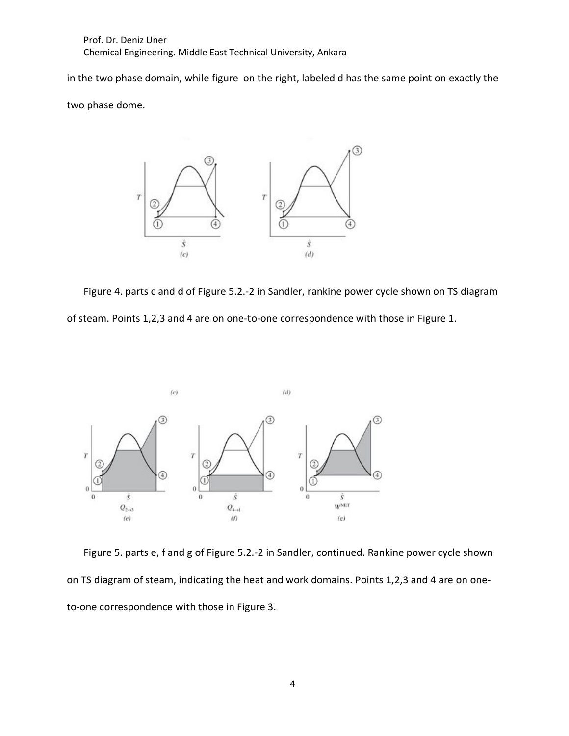in the two phase domain, while figure on the right, labeled d has the same point on exactly the two phase dome.

Figure 4. parts c and d of Figure 5.2.-2 in Sandler, rankine power cycle shown on TS diagram of steam. Points 1,2,3 and 4 are on one-to-one correspondence with those in Figure 1.

Figure 5. parts e, f and g of Figure 5.2.-2 in Sandler, continued. Rankine power cycle shown on TS diagram of steam, indicating the heat and work domains. Points 1,2,3 and 4 are on one-to-one correspondence with those in Figure 3.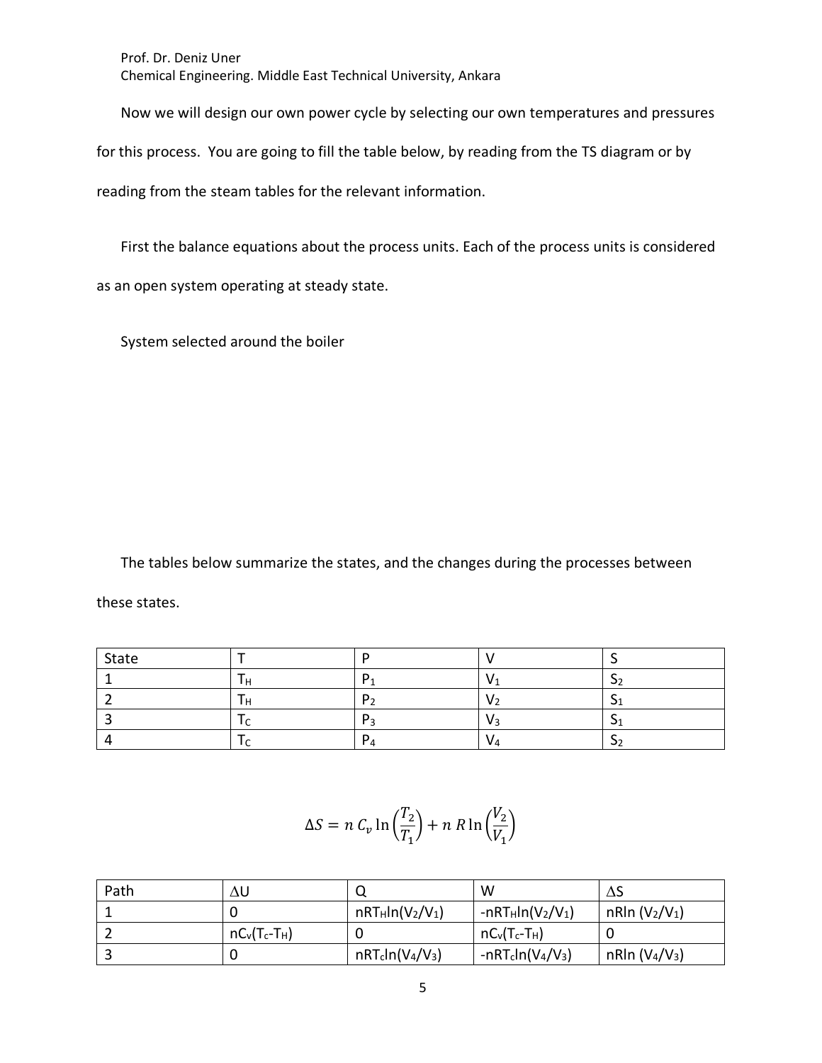Now we will design our own power cycle by selecting our own temperatures and pressures for this process. You are going to fill the table below, by reading from the TS diagram or by reading from the steam tables for the relevant information.

First the balance equations about the process units. Each of the process units is considered as an open system operating at steady state.

System selected around the boiler

The tables below summarize the states, and the changes during the processes between these states.

| State | T | P | V | S |
|---|---|---|---|---|
| 1 | $T_H$ | $P_1$ | $V_1$ | $S_2$ |
| 2 | $T_H$ | $P_2$ | $V_2$ | $S_1$ |
| 3 | $T_C$ | $P_3$ | $V_3$ | $S_1$ |
| 4 | $T_C$ | $P_4$ | $V_4$ | $S_2$ |

$$\Delta S = n\, C_v \ln\left(\frac{T_2}{T_1}\right) + n\, R \ln\left(\frac{V_2}{V_1}\right)$$

| Path | $\Delta U$ | Q | W | $\Delta S$ |
|---|---|---|---|---|
| 1 | 0 | $nRT_H\ln(V_2/V_1)$ | $-nRT_H\ln(V_2/V_1)$ | $nR\ln(V_2/V_1)$ |
| 2 | $nC_v(T_c-T_H)$ | 0 | $nC_v(T_c-T_H)$ | 0 |
| 3 | 0 | $nRT_c\ln(V_4/V_3)$ | $-nRT_c\ln(V_4/V_3)$ | $nR\ln(V_4/V_3)$ |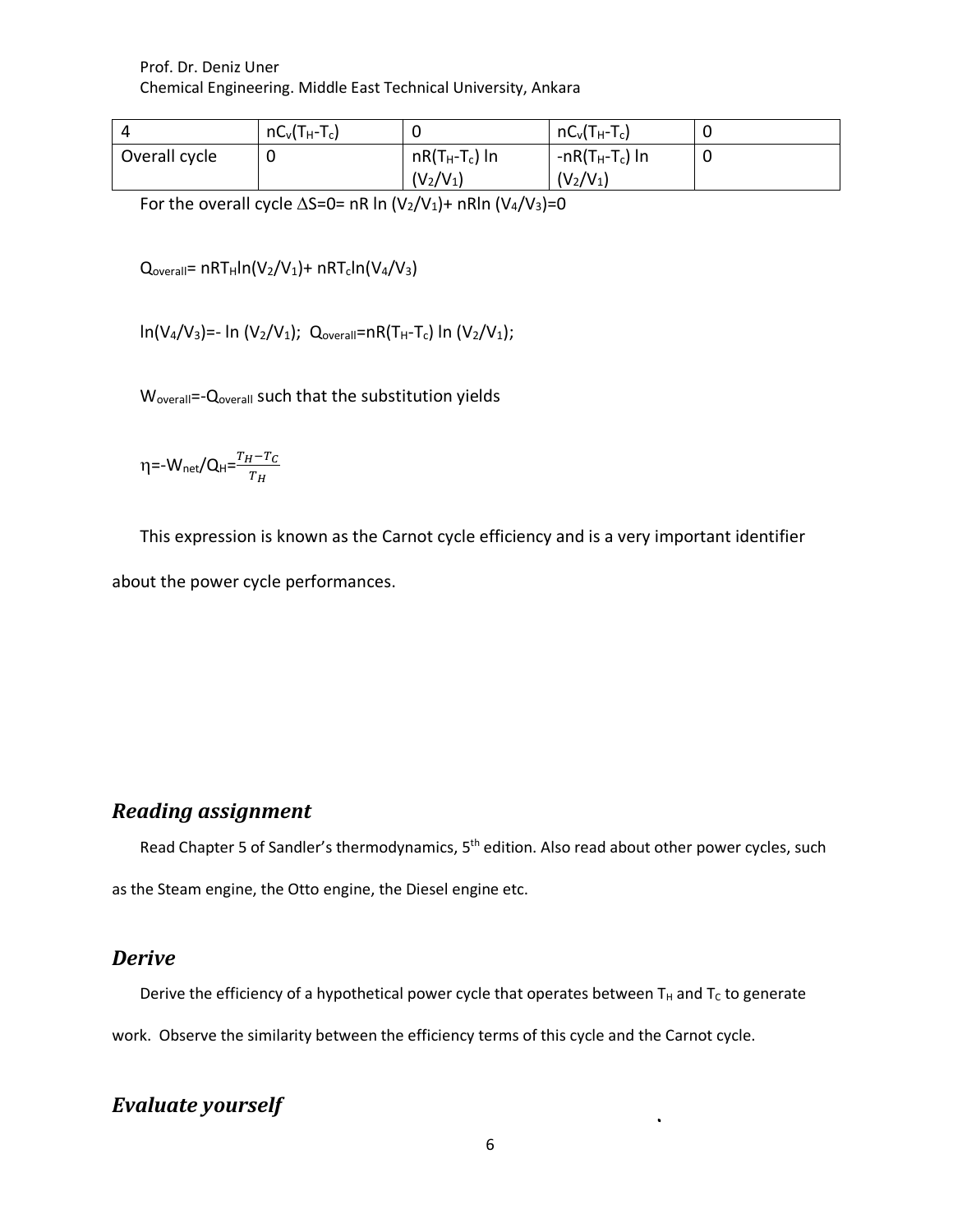| 4 | $nC_v(T_H\text{-}T_c)$ | 0 | $nC_v(T_H\text{-}T_c)$ | 0 |
|---|---|---|---|---|
| Overall cycle | 0 | $nR(T_H\text{-}T_c)\ln(V_2/V_1)$ | $-nR(T_H\text{-}T_c)\ln(V_2/V_1)$ | 0 |

For the overall cycle $\Delta S=0= nR \ln (V_2/V_1)+ nR\ln (V_4/V_3)=0$

$Q_{overall}= nRT_H\ln(V_2/V_1)+ nRT_c\ln(V_4/V_3)$

$\ln(V_4/V_3)=- \ln (V_2/V_1)$; $Q_{overall}=nR(T_H\text{-}T_c) \ln (V_2/V_1)$;

$W_{overall}=-Q_{overall}$ such that the substitution yields

$\eta=-W_{net}/Q_H=\frac{T_H-T_C}{T_H}$

This expression is known as the Carnot cycle efficiency and is a very important identifier about the power cycle performances.

## *Reading assignment*

Read Chapter 5 of Sandler's thermodynamics, 5th edition. Also read about other power cycles, such as the Steam engine, the Otto engine, the Diesel engine etc.

## *Derive*

Derive the efficiency of a hypothetical power cycle that operates between $T_H$ and $T_C$ to generate work. Observe the similarity between the efficiency terms of this cycle and the Carnot cycle.

## *Evaluate yourself*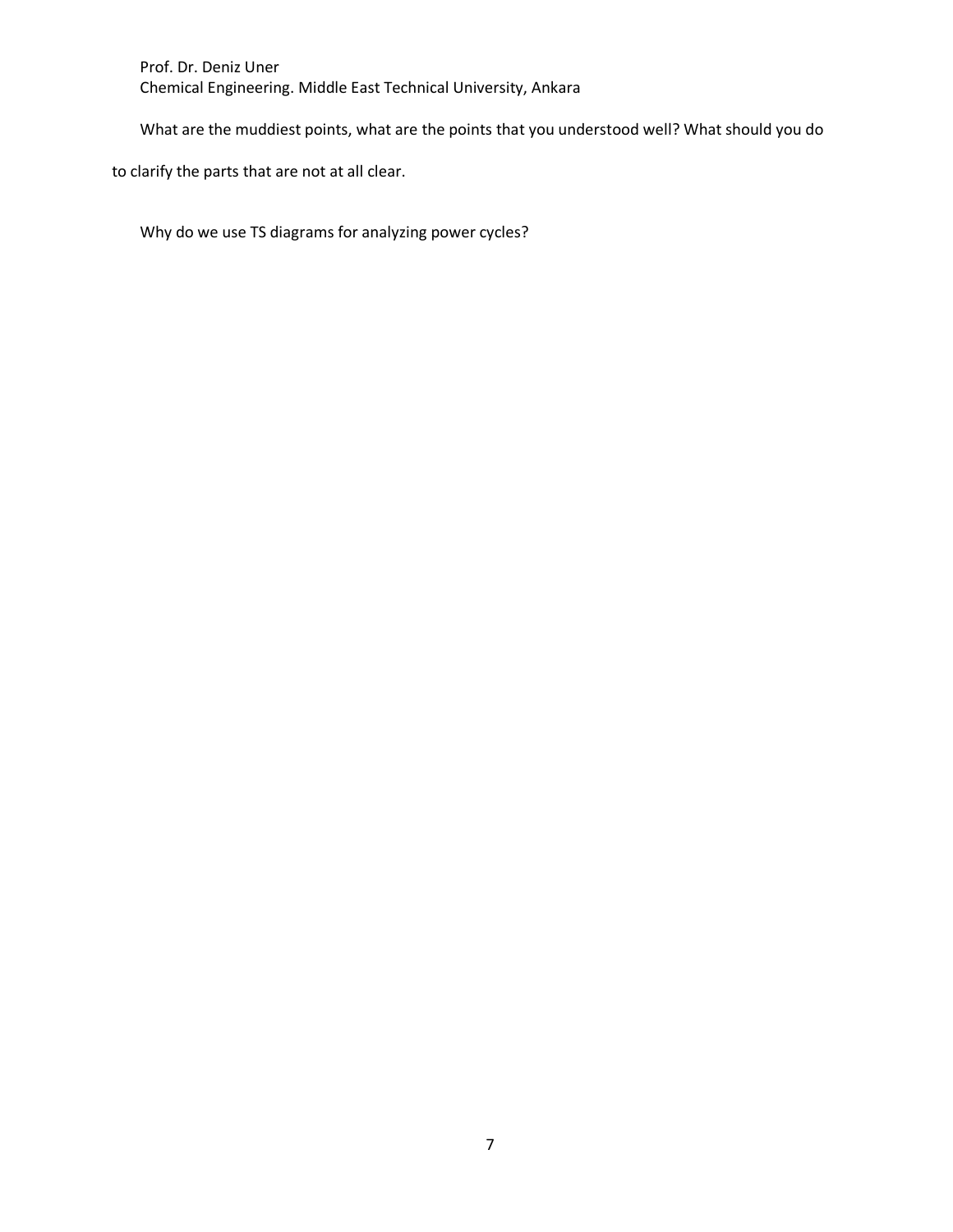Prof. Dr. Deniz Uner
Chemical Engineering. Middle East Technical University, Ankara

What are the muddiest points, what are the points that you understood well? What should you do to clarify the parts that are not at all clear.

Why do we use TS diagrams for analyzing power cycles?